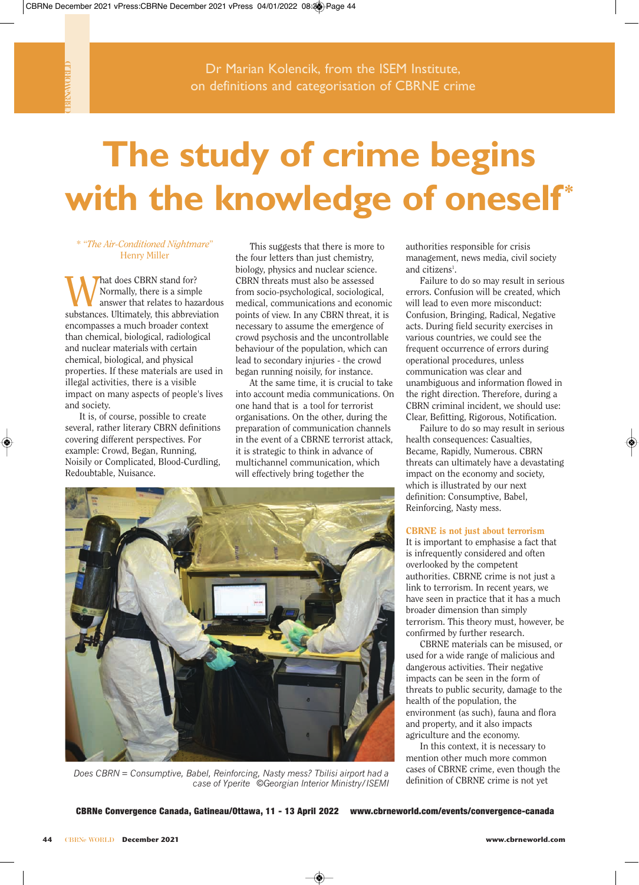Dr Marian Kolencik, from the ISEM Institute, on definitions and categorisation of CBRNE crime

# The study of crime begins with the knowledge of oneself*

*\* "The Air-Conditioned Nightmare" Henry Miller*

What does CBRN stand for? Normally, there is a simple answer that relates to hazardous substances. Ultimately, this abbreviation encompasses a much broader context than chemical, biological, radiological and nuclear materials with certain chemical, biological, and physical properties. If these materials are used in illegal activities, there is a visible impact on many aspects of people's lives and society.

It is, of course, possible to create several, rather literary CBRN definitions covering different perspectives. For example: Crowd, Began, Running, Noisily or Complicated, Blood-Curdling, Redoubtable, Nuisance.

This suggests that there is more to the four letters than just chemistry, biology, physics and nuclear science. CBRN threats must also be assessed from socio-psychological, sociological, medical, communications and economic points of view. In any CBRN threat, it is necessary to assume the emergence of crowd psychosis and the uncontrollable behaviour of the population, which can lead to secondary injuries - the crowd began running noisily, for instance.

At the same time, it is crucial to take into account media communications. On one hand that is a tool for terrorist organisations. On the other, during the preparation of communication channels in the event of a CBRNE terrorist attack, it is strategic to think in advance of multichannel communication, which will effectively bring together the authorities responsible for crisis management, news media, civil society and citizens[1].

Failure to do so may result in serious errors. Confusion will be created, which will lead to even more misconduct: Confusion, Bringing, Radical, Negative acts. During field security exercises in various countries, we could see the frequent occurrence of errors during operational procedures, unless communication was clear and unambiguous and information flowed in the right direction. Therefore, during a CBRN criminal incident, we should use: Clear, Befitting, Rigorous, Notification.

Failure to do so may result in serious health consequences: Casualties, Became, Rapidly, Numerous. CBRN threats can ultimately have a devastating impact on the economy and society, which is illustrated by our next definition: Consumptive, Babel, Reinforcing, Nasty mess.

Does CBRN = Consumptive, Babel, Reinforcing, Nasty mess? Tbilisi airport had a case of Yperite ©Georgian Interior Ministry/ISEMI

## CBRNE is not just about terrorism

It is important to emphasise a fact that is infrequently considered and often overlooked by the competent authorities. CBRNE crime is not just a link to terrorism. In recent years, we have seen in practice that it has a much broader dimension than simply terrorism. This theory must, however, be confirmed by further research.

CBRNE materials can be misused, or used for a wide range of malicious and dangerous activities. Their negative impacts can be seen in the form of threats to public security, damage to the health of the population, the environment (as such), fauna and flora and property, and it also impacts agriculture and the economy.

In this context, it is necessary to mention other much more common cases of CBRNE crime, even though the definition of CBRNE crime is not yet

**CBRNe Convergence Canada, Gatineau/Ottawa, 11 - 13 April 2022 www.cbrneworld.com/events/convergence-canada**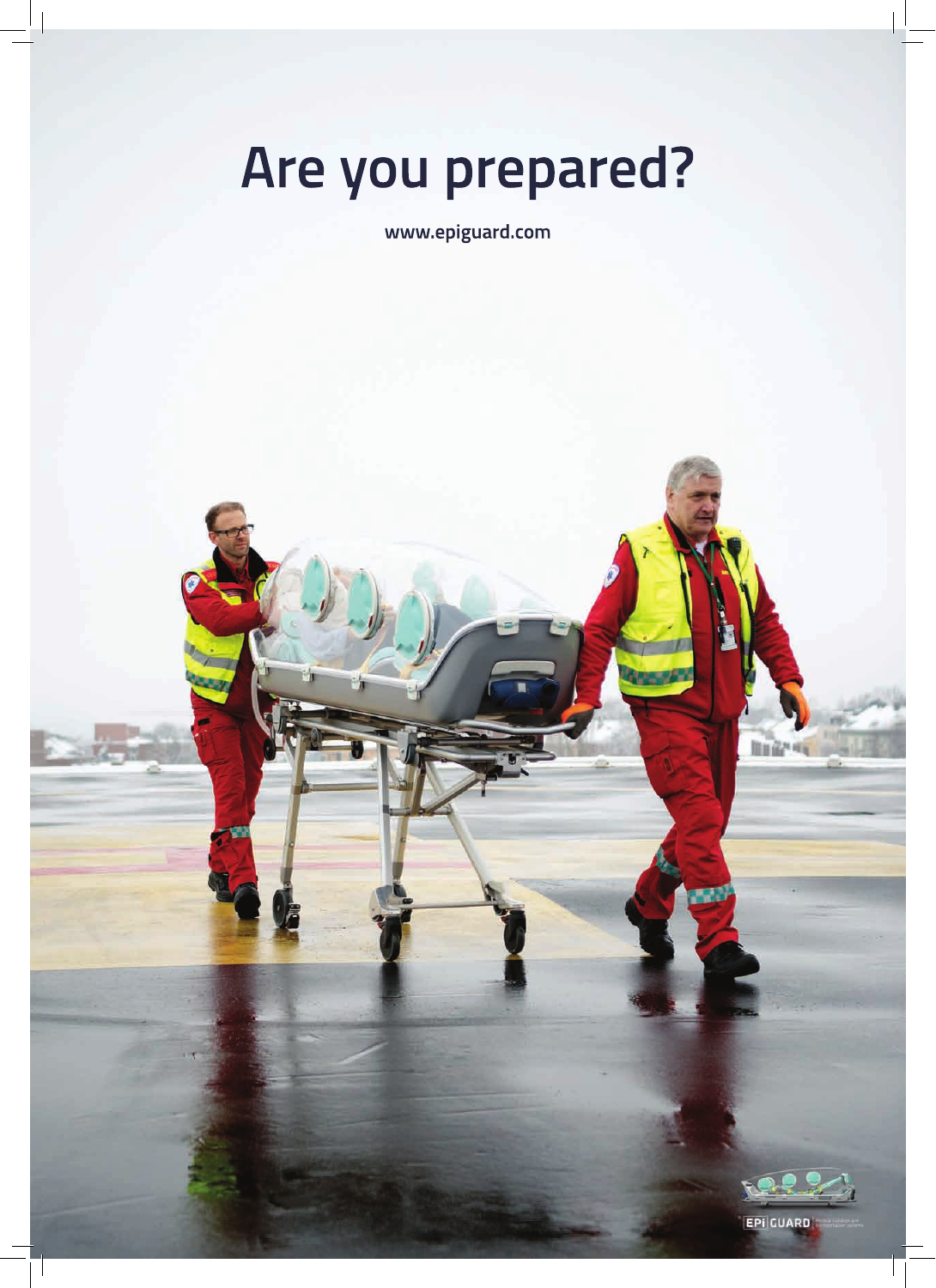# Are you prepared?

www.epiguard.com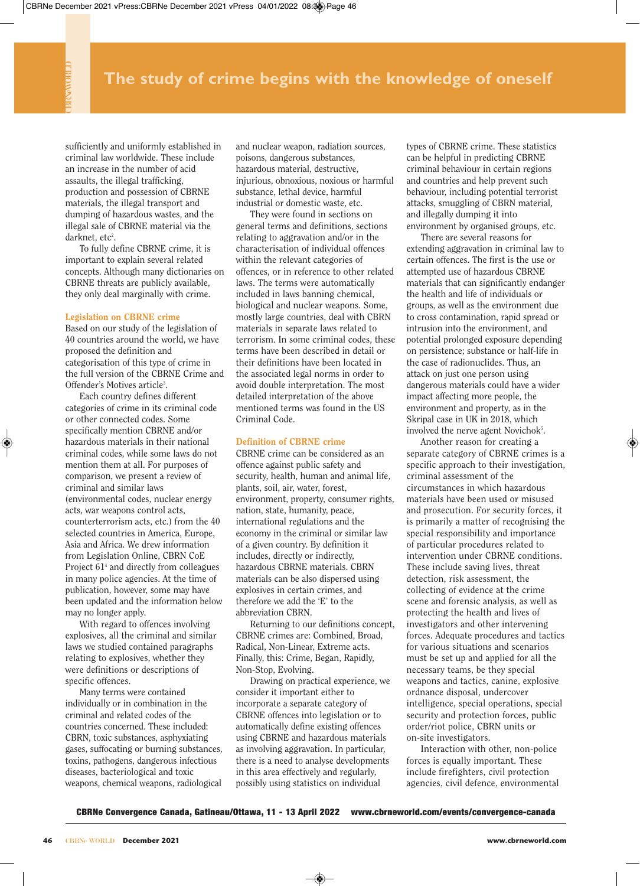sufficiently and uniformly established in criminal law worldwide. These include an increase in the number of acid assaults, the illegal trafficking, production and possession of CBRNE materials, the illegal transport and dumping of hazardous wastes, and the illegal sale of CBRNE material via the darknet, etc[2].

To fully define CBRNE crime, it is important to explain several related concepts. Although many dictionaries on CBRNE threats are publicly available, they only deal marginally with crime.

### Legislation on CBRNE crime

Based on our study of the legislation of 40 countries around the world, we have proposed the definition and categorisation of this type of crime in the full version of the CBRNE Crime and Offender's Motives article[3].

Each country defines different categories of crime in its criminal code or other connected codes. Some specifically mention CBRNE and/or hazardous materials in their national criminal codes, while some laws do not mention them at all. For purposes of comparison, we present a review of criminal and similar laws (environmental codes, nuclear energy acts, war weapons control acts, counterterrorism acts, etc.) from the 40 selected countries in America, Europe, Asia and Africa. We drew information from Legislation Online, CBRN CoE Project 61[4] and directly from colleagues in many police agencies. At the time of publication, however, some may have been updated and the information below may no longer apply.

With regard to offences involving explosives, all the criminal and similar laws we studied contained paragraphs relating to explosives, whether they were definitions or descriptions of specific offences.

Many terms were contained individually or in combination in the criminal and related codes of the countries concerned. These included: CBRN, toxic substances, asphyxiating gases, suffocating or burning substances, toxins, pathogens, dangerous infectious diseases, bacteriological and toxic weapons, chemical weapons, radiological and nuclear weapon, radiation sources, poisons, dangerous substances, hazardous material, destructive, injurious, obnoxious, noxious or harmful substance, lethal device, harmful industrial or domestic waste, etc.

They were found in sections on general terms and definitions, sections relating to aggravation and/or in the characterisation of individual offences within the relevant categories of offences, or in reference to other related laws. The terms were automatically included in laws banning chemical, biological and nuclear weapons. Some, mostly large countries, deal with CBRN materials in separate laws related to terrorism. In some criminal codes, these terms have been described in detail or their definitions have been located in the associated legal norms in order to avoid double interpretation. The most detailed interpretation of the above mentioned terms was found in the US Criminal Code.

### Definition of CBRNE crime

CBRNE crime can be considered as an offence against public safety and security, health, human and animal life, plants, soil, air, water, forest, environment, property, consumer rights, nation, state, humanity, peace, international regulations and the economy in the criminal or similar law of a given country. By definition it includes, directly or indirectly, hazardous CBRNE materials. CBRN materials can be also dispersed using explosives in certain crimes, and therefore we add the 'E' to the abbreviation CBRN.

Returning to our definitions concept, CBRNE crimes are: Combined, Broad, Radical, Non-Linear, Extreme acts. Finally, this: Crime, Began, Rapidly, Non-Stop, Evolving.

Drawing on practical experience, we consider it important either to incorporate a separate category of CBRNE offences into legislation or to automatically define existing offences using CBRNE and hazardous materials as involving aggravation. In particular, there is a need to analyse developments in this area effectively and regularly, possibly using statistics on individual types of CBRNE crime. These statistics can be helpful in predicting CBRNE criminal behaviour in certain regions and countries and help prevent such behaviour, including potential terrorist attacks, smuggling of CBRN material, and illegally dumping it into environment by organised groups, etc.

There are several reasons for extending aggravation in criminal law to certain offences. The first is the use or attempted use of hazardous CBRNE materials that can significantly endanger the health and life of individuals or groups, as well as the environment due to cross contamination, rapid spread or intrusion into the environment, and potential prolonged exposure depending on persistence; substance or half-life in the case of radionuclides. Thus, an attack on just one person using dangerous materials could have a wider impact affecting more people, the environment and property, as in the Skripal case in UK in 2018, which involved the nerve agent Novichok[5].

Another reason for creating a separate category of CBRNE crimes is a specific approach to their investigation, criminal assessment of the circumstances in which hazardous materials have been used or misused and prosecution. For security forces, it is primarily a matter of recognising the special responsibility and importance of particular procedures related to intervention under CBRNE conditions. These include saving lives, threat detection, risk assessment, the collecting of evidence at the crime scene and forensic analysis, as well as protecting the health and lives of investigators and other intervening forces. Adequate procedures and tactics for various situations and scenarios must be set up and applied for all the necessary teams, be they special weapons and tactics, canine, explosive ordnance disposal, undercover intelligence, special operations, special security and protection forces, public order/riot police, CBRN units or on-site investigators.

Interaction with other, non-police forces is equally important. These include firefighters, civil protection agencies, civil defence, environmental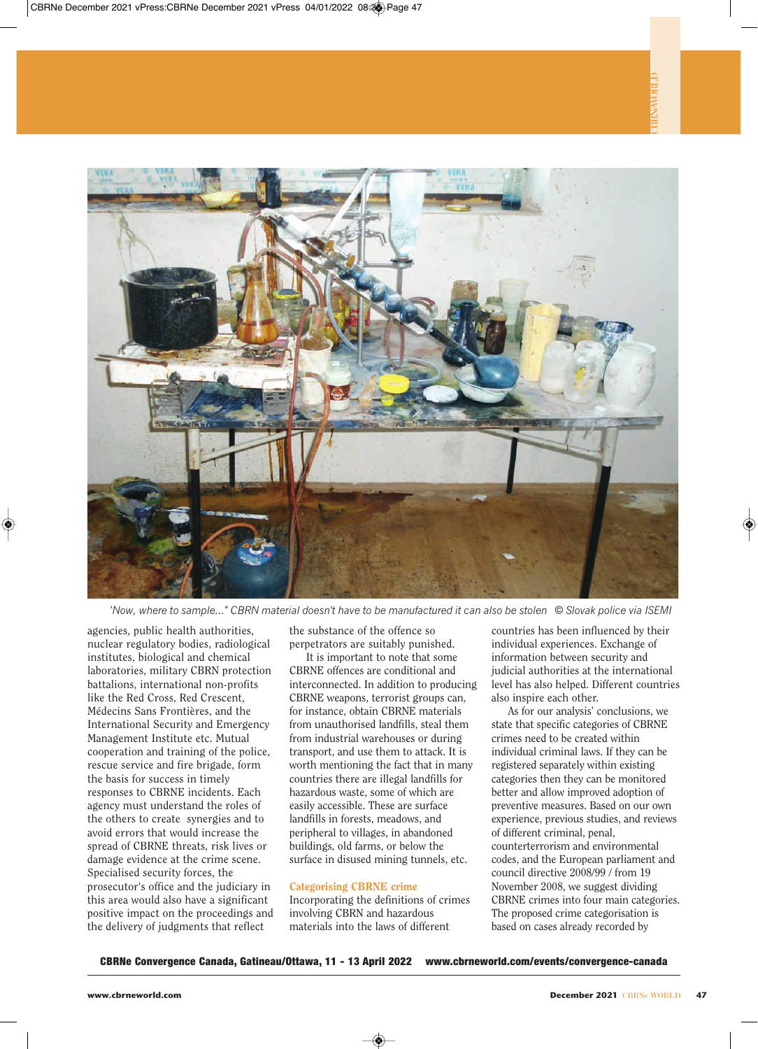'Now, where to sample...' CBRN material doesn't have to be manufactured it can also be stolen © Slovak police via ISEMI

agencies, public health authorities, nuclear regulatory bodies, radiological institutes, biological and chemical laboratories, military CBRN protection battalions, international non-profits like the Red Cross, Red Crescent, Médecins Sans Frontières, and the International Security and Emergency Management Institute etc. Mutual cooperation and training of the police, rescue service and fire brigade, form the basis for success in timely responses to CBRNE incidents. Each agency must understand the roles of the others to create synergies and to avoid errors that would increase the spread of CBRNE threats, risk lives or damage evidence at the crime scene. Specialised security forces, the prosecutor's office and the judiciary in this area would also have a significant positive impact on the proceedings and the delivery of judgments that reflect the substance of the offence so perpetrators are suitably punished.

It is important to note that some CBRNE offences are conditional and interconnected. In addition to producing CBRNE weapons, terrorist groups can, for instance, obtain CBRNE materials from unauthorised landfills, steal them from industrial warehouses or during transport, and use them to attack. It is worth mentioning the fact that in many countries there are illegal landfills for hazardous waste, some of which are easily accessible. These are surface landfills in forests, meadows, and peripheral to villages, in abandoned buildings, old farms, or below the surface in disused mining tunnels, etc.

## Categorising CBRNE crime

Incorporating the definitions of crimes involving CBRN and hazardous materials into the laws of different countries has been influenced by their individual experiences. Exchange of information between security and judicial authorities at the international level has also helped. Different countries also inspire each other.

As for our analysis' conclusions, we state that specific categories of CBRNE crimes need to be created within individual criminal laws. If they can be registered separately within existing categories then they can be monitored better and allow improved adoption of preventive measures. Based on our own experience, previous studies, and reviews of different criminal, penal, counterterrorism and environmental codes, and the European parliament and council directive 2008/99 / from 19 November 2008, we suggest dividing CBRNE crimes into four main categories. The proposed crime categorisation is based on cases already recorded by

**CBRNe Convergence Canada, Gatineau/Ottawa, 11 - 13 April 2022 www.cbrneworld.com/events/convergence-canada**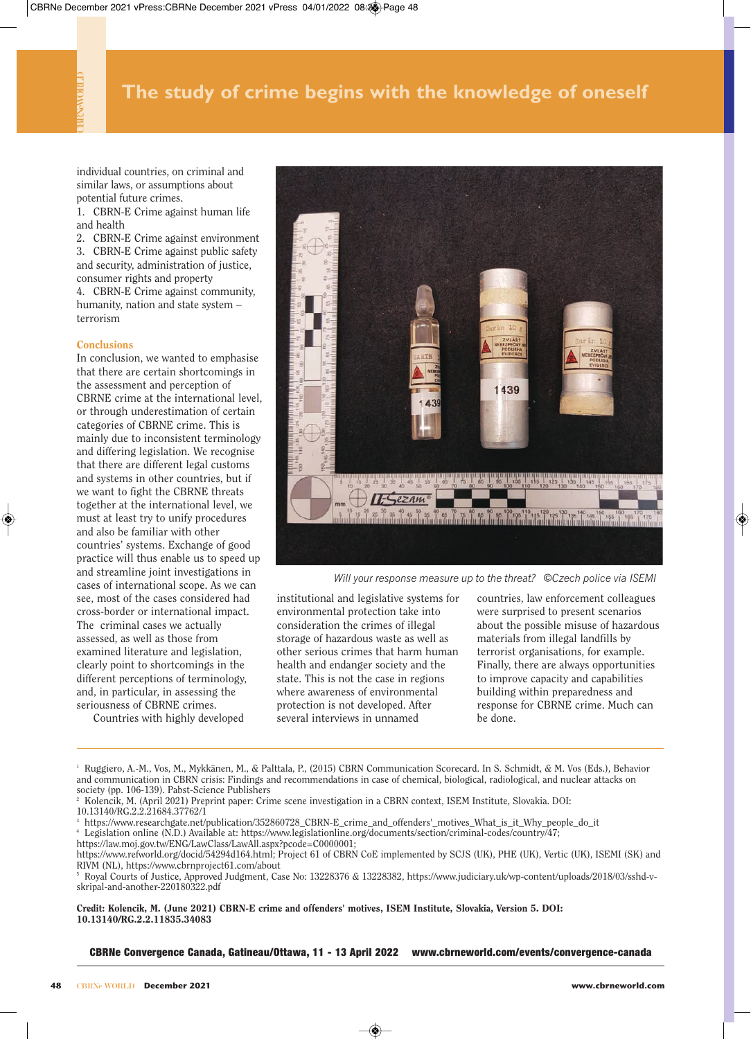individual countries, on criminal and similar laws, or assumptions about potential future crimes.

1. CBRN-E Crime against human life and health
2. CBRN-E Crime against environment
3. CBRN-E Crime against public safety and security, administration of justice, consumer rights and property
4. CBRN-E Crime against community, humanity, nation and state system – terrorism

## Conclusions

In conclusion, we wanted to emphasise that there are certain shortcomings in the assessment and perception of CBRNE crime at the international level, or through underestimation of certain categories of CBRNE crime. This is mainly due to inconsistent terminology and differing legislation. We recognise that there are different legal customs and systems in other countries, but if we want to fight the CBRNE threats together at the international level, we must at least try to unify procedures and also be familiar with other countries' systems. Exchange of good practice will thus enable us to speed up and streamline joint investigations in cases of international scope. As we can see, most of the cases considered had cross-border or international impact. The criminal cases we actually assessed, as well as those from examined literature and legislation, clearly point to shortcomings in the different perceptions of terminology, and, in particular, in assessing the seriousness of CBRNE crimes.

Countries with highly developed institutional and legislative systems for environmental protection take into consideration the crimes of illegal storage of hazardous waste as well as other serious crimes that harm human health and endanger society and the state. This is not the case in regions where awareness of environmental protection is not developed. After several interviews in unnamed countries, law enforcement colleagues were surprised to present scenarios about the possible misuse of hazardous materials from illegal landfills by terrorist organisations, for example. Finally, there are always opportunities to improve capacity and capabilities building within preparedness and response for CBRNE crime. Much can be done.

*Will your response measure up to the threat? ©Czech police via ISEMI*

---

[1] Ruggiero, A.-M., Vos, M., Mykkänen, M., & Palttala, P., (2015) CBRN Communication Scorecard. In S. Schmidt, & M. Vos (Eds.), Behavior and communication in CBRN crisis: Findings and recommendations in case of chemical, biological, radiological, and nuclear attacks on society (pp. 106-139). Pabst-Science Publishers

[2] Kolencik, M. (April 2021) Preprint paper: Crime scene investigation in a CBRN context, ISEM Institute, Slovakia. DOI: 10.13140/RG.2.2.21684.37762/1

[3] https://www.researchgate.net/publication/352860728_CBRN-E_crime_and_offenders'_motives_What_is_it_Why_people_do_it

[4] Legislation online (N.D.) Available at: https://www.legislationline.org/documents/section/criminal-codes/country/47; https://law.moj.gov.tw/ENG/LawClass/LawAll.aspx?pcode=C0000001; https://www.refworld.org/docid/54294d164.html; Project 61 of CBRN CoE implemented by SCJS (UK), PHE (UK), Vertic (UK), ISEMI (SK) and RIVM (NL), https://www.cbrnproject61.com/about

[5] Royal Courts of Justice, Approved Judgment, Case No: 13228376 & 13228382, https://www.judiciary.uk/wp-content/uploads/2018/03/sshd-v-skripal-and-another-220180322.pdf

**Credit: Kolencik, M. (June 2021) CBRN-E crime and offenders' motives, ISEM Institute, Slovakia, Version 5. DOI: 10.13140/RG.2.2.11835.34083**

**CBRNe Convergence Canada, Gatineau/Ottawa, 11 - 13 April 2022 www.cbrneworld.com/events/convergence-canada**